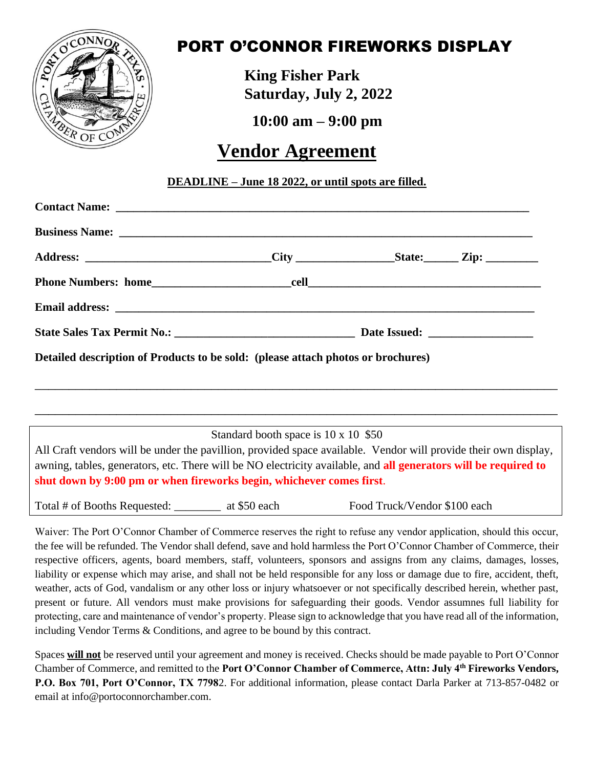# PORT O'CONNOR FIREWORKS DISPLAY

**King Fisher Park**
**Saturday, July 2, 2022**

**10:00 am – 9:00 pm**

## Vendor Agreement

**DEADLINE – June 18 2022, or until spots are filled.**

**Contact Name:** ___________________________________________________________________

**Business Name:** __________________________________________________________________

**Address:** ______________________________ **City** ________________ **State:** ______ **Zip:** _________

**Phone Numbers: home** _______________________ **cell** ______________________________________

**Email address:** ___________________________________________________________________

**State Sales Tax Permit No.:** _____________________________ **Date Issued:** __________________

**Detailed description of Products to be sold: (please attach photos or brochures)**

_____________________________________________________________________________________

_____________________________________________________________________________________

Standard booth space is 10 x 10 $50

All Craft vendors will be under the pavillion, provided space available. Vendor will provide their own display, awning, tables, generators, etc. There will be NO electricity available, and **all generators will be required to shut down by 9:00 pm or when fireworks begin, whichever comes first**.

Total # of Booths Requested: ________ at $50 each    Food Truck/Vendor $100 each

Waiver: The Port O'Connor Chamber of Commerce reserves the right to refuse any vendor application, should this occur, the fee will be refunded. The Vendor shall defend, save and hold harmless the Port O'Connor Chamber of Commerce, their respective officers, agents, board members, staff, volunteers, sponsors and assigns from any claims, damages, losses, liability or expense which may arise, and shall not be held responsible for any loss or damage due to fire, accident, theft, weather, acts of God, vandalism or any other loss or injury whatsoever or not specifically described herein, whether past, present or future. All vendors must make provisions for safeguarding their goods. Vendor assumnes full liability for protecting, care and maintenance of vendor's property. Please sign to acknowledge that you have read all of the information, including Vendor Terms & Conditions, and agree to be bound by this contract.

Spaces **will not** be reserved until your agreement and money is received. Checks should be made payable to Port O'Connor Chamber of Commerce, and remitted to the **Port O'Connor Chamber of Commerce, Attn: July 4th Fireworks Vendors, P.O. Box 701, Port O'Connor, TX 7798**2. For additional information, please contact Darla Parker at 713-857-0482 or email at info@portoconnorchamber.com.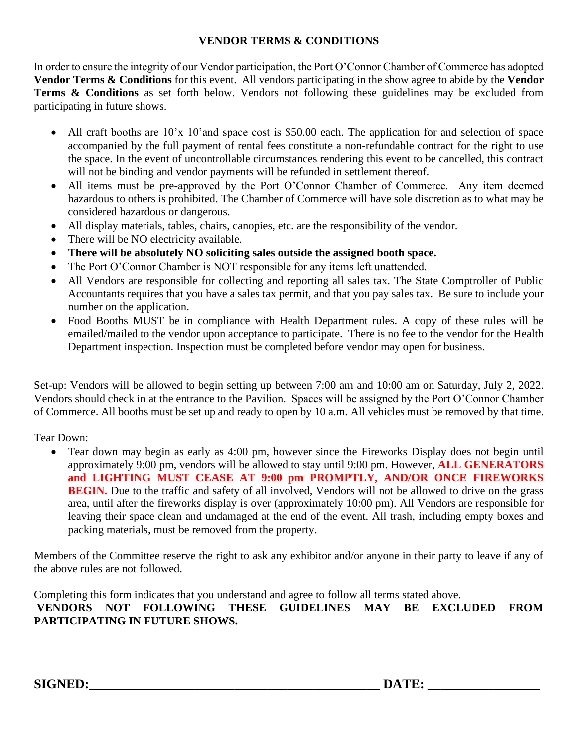# VENDOR TERMS & CONDITIONS

In order to ensure the integrity of our Vendor participation, the Port O'Connor Chamber of Commerce has adopted **Vendor Terms & Conditions** for this event. All vendors participating in the show agree to abide by the **Vendor Terms & Conditions** as set forth below. Vendors not following these guidelines may be excluded from participating in future shows.

- All craft booths are 10'x 10'and space cost is $50.00 each. The application for and selection of space accompanied by the full payment of rental fees constitute a non-refundable contract for the right to use the space. In the event of uncontrollable circumstances rendering this event to be cancelled, this contract will not be binding and vendor payments will be refunded in settlement thereof.
- All items must be pre-approved by the Port O'Connor Chamber of Commerce. Any item deemed hazardous to others is prohibited. The Chamber of Commerce will have sole discretion as to what may be considered hazardous or dangerous.
- All display materials, tables, chairs, canopies, etc. are the responsibility of the vendor.
- There will be NO electricity available.
- **There will be absolutely NO soliciting sales outside the assigned booth space.**
- The Port O'Connor Chamber is NOT responsible for any items left unattended.
- All Vendors are responsible for collecting and reporting all sales tax. The State Comptroller of Public Accountants requires that you have a sales tax permit, and that you pay sales tax. Be sure to include your number on the application.
- Food Booths MUST be in compliance with Health Department rules. A copy of these rules will be emailed/mailed to the vendor upon acceptance to participate. There is no fee to the vendor for the Health Department inspection. Inspection must be completed before vendor may open for business.

Set-up: Vendors will be allowed to begin setting up between 7:00 am and 10:00 am on Saturday, July 2, 2022. Vendors should check in at the entrance to the Pavilion. Spaces will be assigned by the Port O'Connor Chamber of Commerce. All booths must be set up and ready to open by 10 a.m. All vehicles must be removed by that time.

Tear Down:

- Tear down may begin as early as 4:00 pm, however since the Fireworks Display does not begin until approximately 9:00 pm, vendors will be allowed to stay until 9:00 pm. However, **ALL GENERATORS and LIGHTING MUST CEASE AT 9:00 pm PROMPTLY, AND/OR ONCE FIREWORKS BEGIN.** Due to the traffic and safety of all involved, Vendors will not be allowed to drive on the grass area, until after the fireworks display is over (approximately 10:00 pm). All Vendors are responsible for leaving their space clean and undamaged at the end of the event. All trash, including empty boxes and packing materials, must be removed from the property.

Members of the Committee reserve the right to ask any exhibitor and/or anyone in their party to leave if any of the above rules are not followed.

Completing this form indicates that you understand and agree to follow all terms stated above.
**VENDORS NOT FOLLOWING THESE GUIDELINES MAY BE EXCLUDED FROM PARTICIPATING IN FUTURE SHOWS.**

**SIGNED:**_____________________________________________ **DATE:** _________________